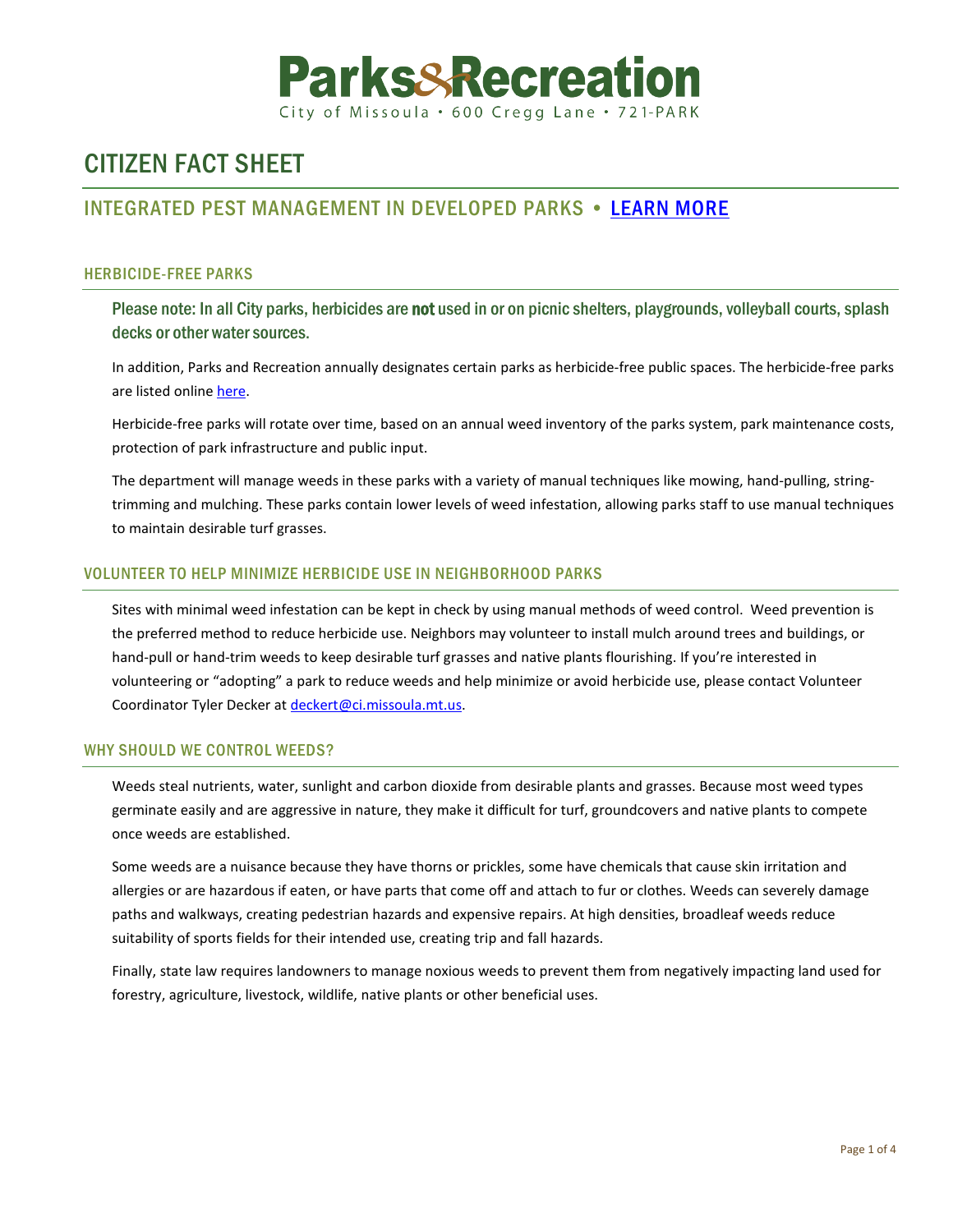# Parks&Recreation

City of Missoula • 600 Cregg Lane • 721-PARK

# CITIZEN FACT SHEET

## INTEGRATED PEST MANAGEMENT IN DEVELOPED PARKS • LEARN MORE

### HERBICIDE-FREE PARKS

Please note: In all City parks, herbicides are **not** used in or on picnic shelters, playgrounds, volleyball courts, splash decks or other water sources.

In addition, Parks and Recreation annually designates certain parks as herbicide-free public spaces. The herbicide-free parks are listed online here.

Herbicide-free parks will rotate over time, based on an annual weed inventory of the parks system, park maintenance costs, protection of park infrastructure and public input.

The department will manage weeds in these parks with a variety of manual techniques like mowing, hand-pulling, string-trimming and mulching. These parks contain lower levels of weed infestation, allowing parks staff to use manual techniques to maintain desirable turf grasses.

### VOLUNTEER TO HELP MINIMIZE HERBICIDE USE IN NEIGHBORHOOD PARKS

Sites with minimal weed infestation can be kept in check by using manual methods of weed control. Weed prevention is the preferred method to reduce herbicide use. Neighbors may volunteer to install mulch around trees and buildings, or hand-pull or hand-trim weeds to keep desirable turf grasses and native plants flourishing. If you're interested in volunteering or "adopting" a park to reduce weeds and help minimize or avoid herbicide use, please contact Volunteer Coordinator Tyler Decker at deckert@ci.missoula.mt.us.

### WHY SHOULD WE CONTROL WEEDS?

Weeds steal nutrients, water, sunlight and carbon dioxide from desirable plants and grasses. Because most weed types germinate easily and are aggressive in nature, they make it difficult for turf, groundcovers and native plants to compete once weeds are established.

Some weeds are a nuisance because they have thorns or prickles, some have chemicals that cause skin irritation and allergies or are hazardous if eaten, or have parts that come off and attach to fur or clothes. Weeds can severely damage paths and walkways, creating pedestrian hazards and expensive repairs. At high densities, broadleaf weeds reduce suitability of sports fields for their intended use, creating trip and fall hazards.

Finally, state law requires landowners to manage noxious weeds to prevent them from negatively impacting land used for forestry, agriculture, livestock, wildlife, native plants or other beneficial uses.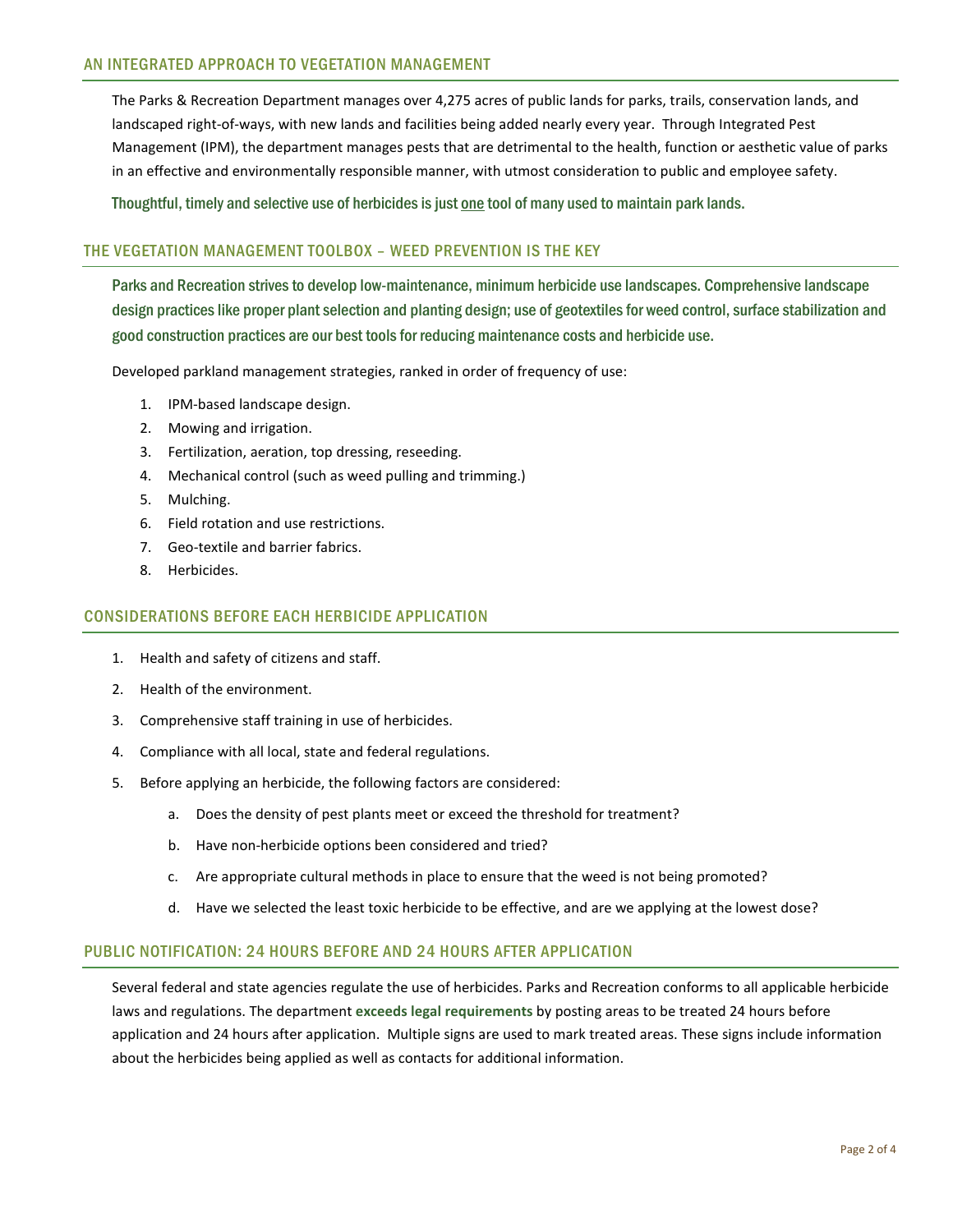## AN INTEGRATED APPROACH TO VEGETATION MANAGEMENT

The Parks & Recreation Department manages over 4,275 acres of public lands for parks, trails, conservation lands, and landscaped right-of-ways, with new lands and facilities being added nearly every year. Through Integrated Pest Management (IPM), the department manages pests that are detrimental to the health, function or aesthetic value of parks in an effective and environmentally responsible manner, with utmost consideration to public and employee safety.

**Thoughtful, timely and selective use of herbicides is just <u>one</u> tool of many used to maintain park lands.**

## THE VEGETATION MANAGEMENT TOOLBOX – WEED PREVENTION IS THE KEY

**Parks and Recreation strives to develop low-maintenance, minimum herbicide use landscapes. Comprehensive landscape design practices like proper plant selection and planting design; use of geotextiles for weed control, surface stabilization and good construction practices are our best tools for reducing maintenance costs and herbicide use.**

Developed parkland management strategies, ranked in order of frequency of use:

1. IPM-based landscape design.
2. Mowing and irrigation.
3. Fertilization, aeration, top dressing, reseeding.
4. Mechanical control (such as weed pulling and trimming.)
5. Mulching.
6. Field rotation and use restrictions.
7. Geo-textile and barrier fabrics.
8. Herbicides.

## CONSIDERATIONS BEFORE EACH HERBICIDE APPLICATION

1. Health and safety of citizens and staff.
2. Health of the environment.
3. Comprehensive staff training in use of herbicides.
4. Compliance with all local, state and federal regulations.
5. Before applying an herbicide, the following factors are considered:
    a. Does the density of pest plants meet or exceed the threshold for treatment?
    b. Have non-herbicide options been considered and tried?
    c. Are appropriate cultural methods in place to ensure that the weed is not being promoted?
    d. Have we selected the least toxic herbicide to be effective, and are we applying at the lowest dose?

## PUBLIC NOTIFICATION: 24 HOURS BEFORE AND 24 HOURS AFTER APPLICATION

Several federal and state agencies regulate the use of herbicides. Parks and Recreation conforms to all applicable herbicide laws and regulations. The department **exceeds legal requirements** by posting areas to be treated 24 hours before application and 24 hours after application. Multiple signs are used to mark treated areas. These signs include information about the herbicides being applied as well as contacts for additional information.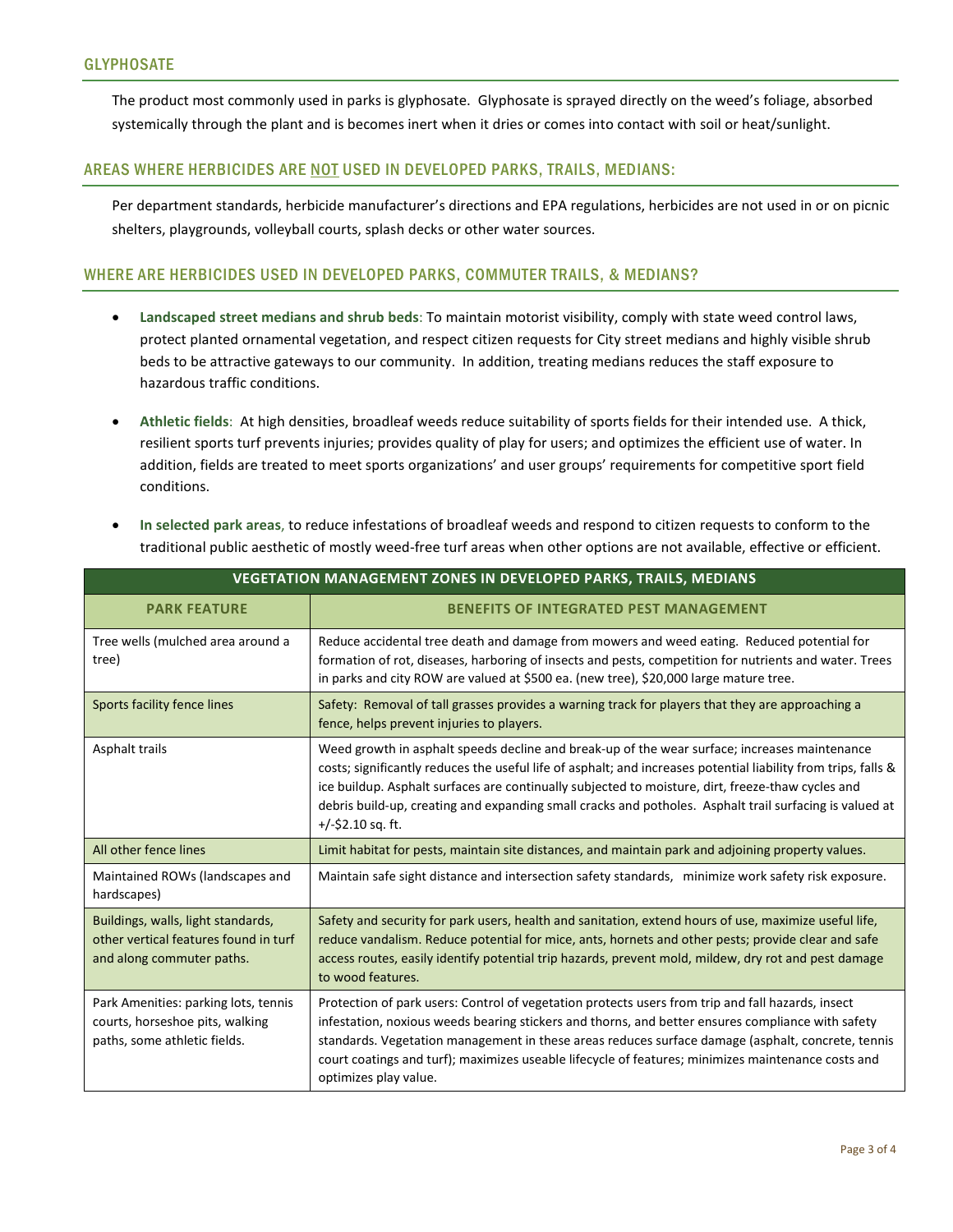## GLYPHOSATE

The product most commonly used in parks is glyphosate. Glyphosate is sprayed directly on the weed's foliage, absorbed systemically through the plant and is becomes inert when it dries or comes into contact with soil or heat/sunlight.

## AREAS WHERE HERBICIDES ARE NOT USED IN DEVELOPED PARKS, TRAILS, MEDIANS:

Per department standards, herbicide manufacturer's directions and EPA regulations, herbicides are not used in or on picnic shelters, playgrounds, volleyball courts, splash decks or other water sources.

## WHERE ARE HERBICIDES USED IN DEVELOPED PARKS, COMMUTER TRAILS, & MEDIANS?

- **Landscaped street medians and shrub beds**: To maintain motorist visibility, comply with state weed control laws, protect planted ornamental vegetation, and respect citizen requests for City street medians and highly visible shrub beds to be attractive gateways to our community. In addition, treating medians reduces the staff exposure to hazardous traffic conditions.

- **Athletic fields**: At high densities, broadleaf weeds reduce suitability of sports fields for their intended use. A thick, resilient sports turf prevents injuries; provides quality of play for users; and optimizes the efficient use of water. In addition, fields are treated to meet sports organizations' and user groups' requirements for competitive sport field conditions.

- **In selected park areas**, to reduce infestations of broadleaf weeds and respond to citizen requests to conform to the traditional public aesthetic of mostly weed-free turf areas when other options are not available, effective or efficient.

| VEGETATION MANAGEMENT ZONES IN DEVELOPED PARKS, TRAILS, MEDIANS | |
|---|---|
| **PARK FEATURE** | **BENEFITS OF INTEGRATED PEST MANAGEMENT** |
| Tree wells (mulched area around a tree) | Reduce accidental tree death and damage from mowers and weed eating. Reduced potential for formation of rot, diseases, harboring of insects and pests, competition for nutrients and water. Trees in parks and city ROW are valued at $500 ea. (new tree), $20,000 large mature tree. |
| Sports facility fence lines | Safety: Removal of tall grasses provides a warning track for players that they are approaching a fence, helps prevent injuries to players. |
| Asphalt trails | Weed growth in asphalt speeds decline and break-up of the wear surface; increases maintenance costs; significantly reduces the useful life of asphalt; and increases potential liability from trips, falls & ice buildup. Asphalt surfaces are continually subjected to moisture, dirt, freeze-thaw cycles and debris build-up, creating and expanding small cracks and potholes. Asphalt trail surfacing is valued at +/-$2.10 sq. ft. |
| All other fence lines | Limit habitat for pests, maintain site distances, and maintain park and adjoining property values. |
| Maintained ROWs (landscapes and hardscapes) | Maintain safe sight distance and intersection safety standards, minimize work safety risk exposure. |
| Buildings, walls, light standards, other vertical features found in turf and along commuter paths. | Safety and security for park users, health and sanitation, extend hours of use, maximize useful life, reduce vandalism. Reduce potential for mice, ants, hornets and other pests; provide clear and safe access routes, easily identify potential trip hazards, prevent mold, mildew, dry rot and pest damage to wood features. |
| Park Amenities: parking lots, tennis courts, horseshoe pits, walking paths, some athletic fields. | Protection of park users: Control of vegetation protects users from trip and fall hazards, insect infestation, noxious weeds bearing stickers and thorns, and better ensures compliance with safety standards. Vegetation management in these areas reduces surface damage (asphalt, concrete, tennis court coatings and turf); maximizes useable lifecycle of features; minimizes maintenance costs and optimizes play value. |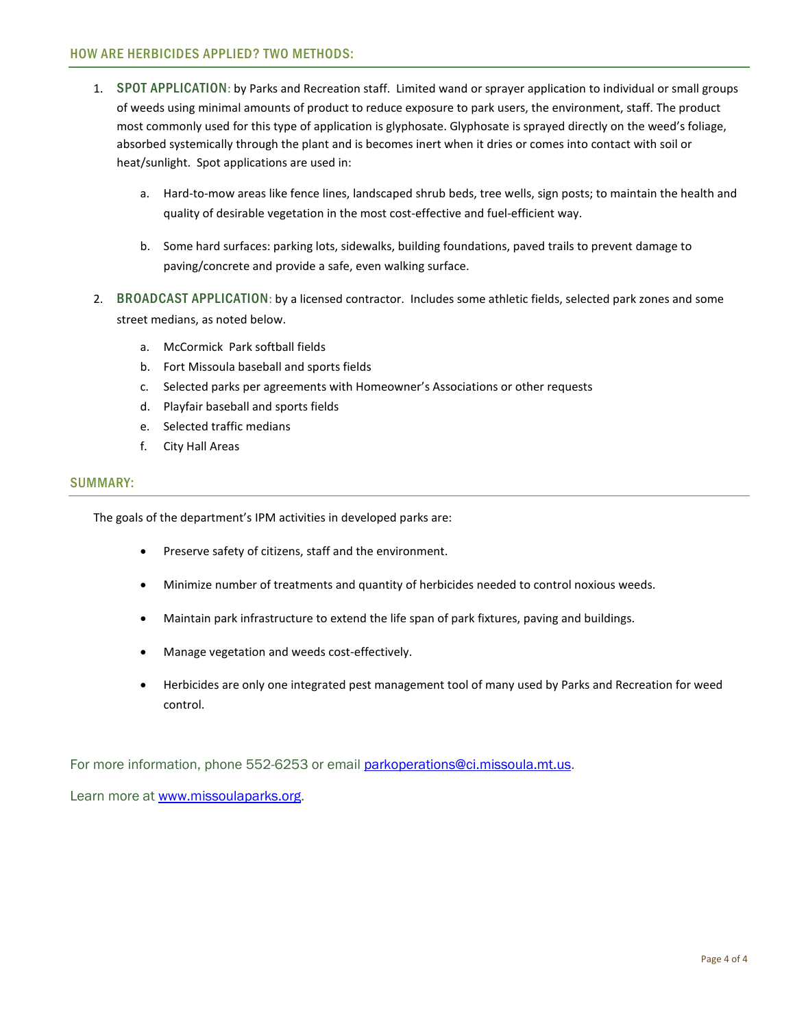## HOW ARE HERBICIDES APPLIED? TWO METHODS:

1. **SPOT APPLICATION**: by Parks and Recreation staff. Limited wand or sprayer application to individual or small groups of weeds using minimal amounts of product to reduce exposure to park users, the environment, staff. The product most commonly used for this type of application is glyphosate. Glyphosate is sprayed directly on the weed's foliage, absorbed systemically through the plant and is becomes inert when it dries or comes into contact with soil or heat/sunlight. Spot applications are used in:

   a. Hard-to-mow areas like fence lines, landscaped shrub beds, tree wells, sign posts; to maintain the health and quality of desirable vegetation in the most cost-effective and fuel-efficient way.

   b. Some hard surfaces: parking lots, sidewalks, building foundations, paved trails to prevent damage to paving/concrete and provide a safe, even walking surface.

2. **BROADCAST APPLICATION**: by a licensed contractor. Includes some athletic fields, selected park zones and some street medians, as noted below.

   a. McCormick Park softball fields
   b. Fort Missoula baseball and sports fields
   c. Selected parks per agreements with Homeowner's Associations or other requests
   d. Playfair baseball and sports fields
   e. Selected traffic medians
   f. City Hall Areas

## SUMMARY:

The goals of the department's IPM activities in developed parks are:

- Preserve safety of citizens, staff and the environment.
- Minimize number of treatments and quantity of herbicides needed to control noxious weeds.
- Maintain park infrastructure to extend the life span of park fixtures, paving and buildings.
- Manage vegetation and weeds cost-effectively.
- Herbicides are only one integrated pest management tool of many used by Parks and Recreation for weed control.

For more information, phone 552-6253 or email parkoperations@ci.missoula.mt.us.

Learn more at www.missoulaparks.org.